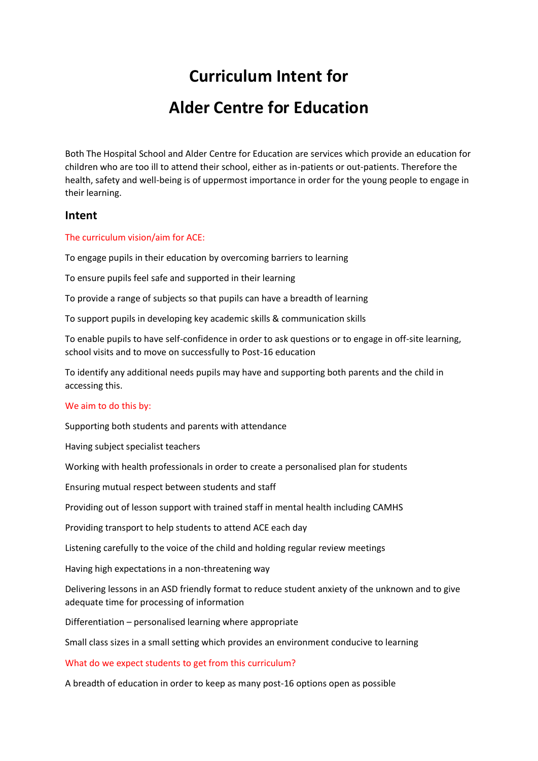# Curriculum Intent for

# Alder Centre for Education

Both The Hospital School and Alder Centre for Education are services which provide an education for children who are too ill to attend their school, either as in-patients or out-patients. Therefore the health, safety and well-being is of uppermost importance in order for the young people to engage in their learning.

## Intent

The curriculum vision/aim for ACE:

To engage pupils in their education by overcoming barriers to learning

To ensure pupils feel safe and supported in their learning

To provide a range of subjects so that pupils can have a breadth of learning

To support pupils in developing key academic skills & communication skills

To enable pupils to have self-confidence in order to ask questions or to engage in off-site learning, school visits and to move on successfully to Post-16 education

To identify any additional needs pupils may have and supporting both parents and the child in accessing this.

We aim to do this by:

Supporting both students and parents with attendance

Having subject specialist teachers

Working with health professionals in order to create a personalised plan for students

Ensuring mutual respect between students and staff

Providing out of lesson support with trained staff in mental health including CAMHS

Providing transport to help students to attend ACE each day

Listening carefully to the voice of the child and holding regular review meetings

Having high expectations in a non-threatening way

Delivering lessons in an ASD friendly format to reduce student anxiety of the unknown and to give adequate time for processing of information

Differentiation – personalised learning where appropriate

Small class sizes in a small setting which provides an environment conducive to learning

What do we expect students to get from this curriculum?

A breadth of education in order to keep as many post-16 options open as possible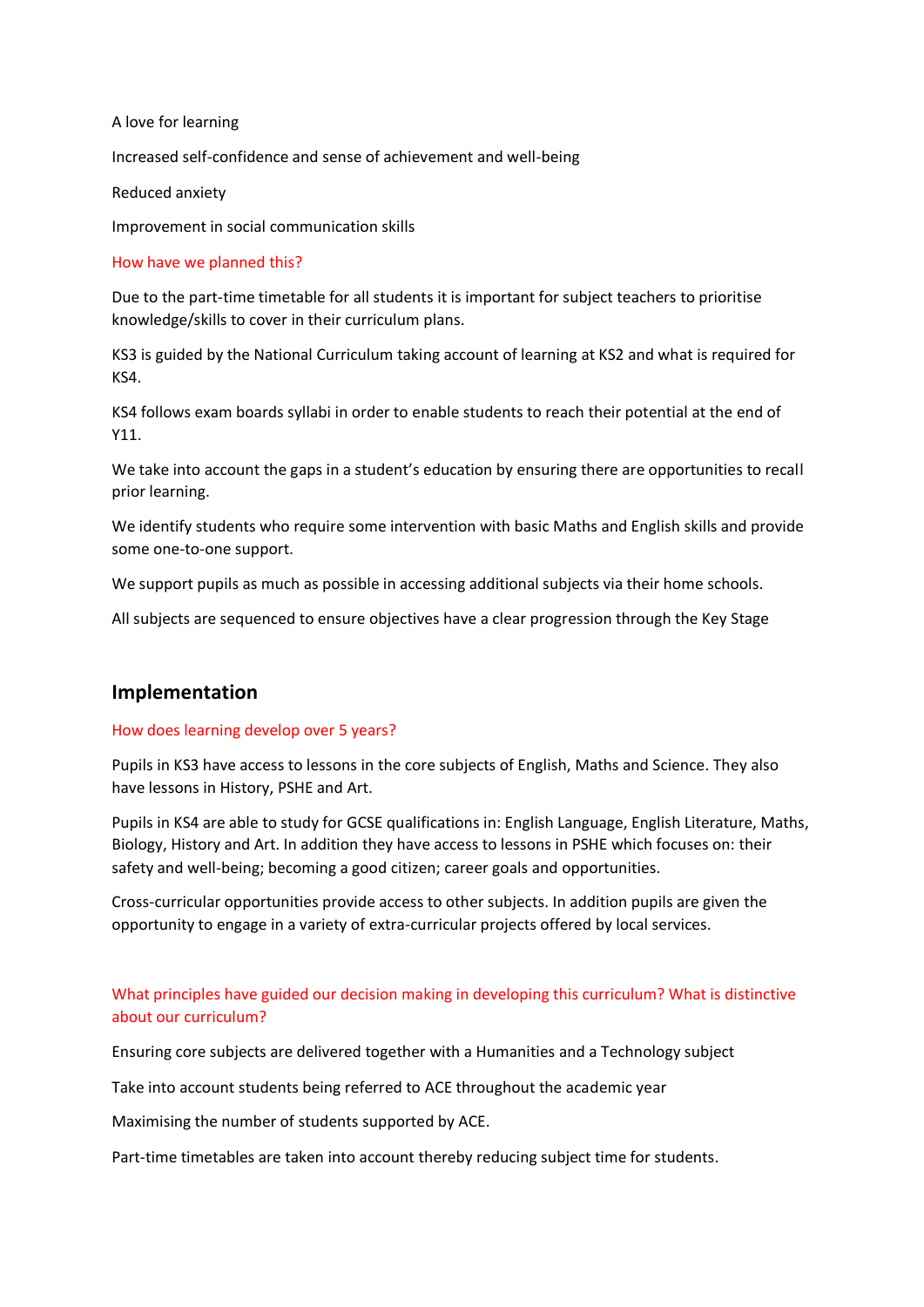A love for learning

Increased self-confidence and sense of achievement and well-being

Reduced anxiety

Improvement in social communication skills

### How have we planned this?

Due to the part-time timetable for all students it is important for subject teachers to prioritise knowledge/skills to cover in their curriculum plans.

KS3 is guided by the National Curriculum taking account of learning at KS2 and what is required for KS4.

KS4 follows exam boards syllabi in order to enable students to reach their potential at the end of Y11.

We take into account the gaps in a student's education by ensuring there are opportunities to recall prior learning.

We identify students who require some intervention with basic Maths and English skills and provide some one-to-one support.

We support pupils as much as possible in accessing additional subjects via their home schools.

All subjects are sequenced to ensure objectives have a clear progression through the Key Stage

## Implementation

### How does learning develop over 5 years?

Pupils in KS3 have access to lessons in the core subjects of English, Maths and Science. They also have lessons in History, PSHE and Art.

Pupils in KS4 are able to study for GCSE qualifications in: English Language, English Literature, Maths, Biology, History and Art. In addition they have access to lessons in PSHE which focuses on: their safety and well-being; becoming a good citizen; career goals and opportunities.

Cross-curricular opportunities provide access to other subjects. In addition pupils are given the opportunity to engage in a variety of extra-curricular projects offered by local services.

### What principles have guided our decision making in developing this curriculum? What is distinctive about our curriculum?

Ensuring core subjects are delivered together with a Humanities and a Technology subject

Take into account students being referred to ACE throughout the academic year

Maximising the number of students supported by ACE.

Part-time timetables are taken into account thereby reducing subject time for students.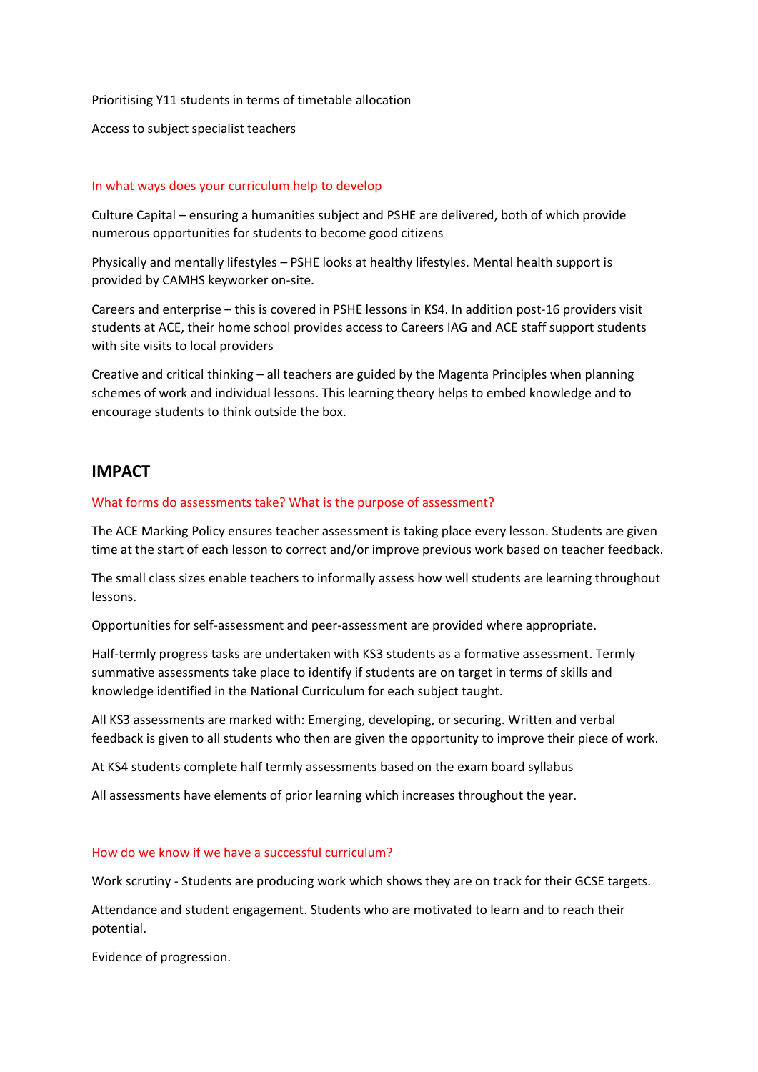Prioritising Y11 students in terms of timetable allocation

Access to subject specialist teachers

In what ways does your curriculum help to develop

Culture Capital – ensuring a humanities subject and PSHE are delivered, both of which provide numerous opportunities for students to become good citizens

Physically and mentally lifestyles – PSHE looks at healthy lifestyles. Mental health support is provided by CAMHS keyworker on-site.

Careers and enterprise – this is covered in PSHE lessons in KS4. In addition post-16 providers visit students at ACE, their home school provides access to Careers IAG and ACE staff support students with site visits to local providers

Creative and critical thinking – all teachers are guided by the Magenta Principles when planning schemes of work and individual lessons. This learning theory helps to embed knowledge and to encourage students to think outside the box.

## IMPACT

What forms do assessments take? What is the purpose of assessment?

The ACE Marking Policy ensures teacher assessment is taking place every lesson. Students are given time at the start of each lesson to correct and/or improve previous work based on teacher feedback.

The small class sizes enable teachers to informally assess how well students are learning throughout lessons.

Opportunities for self-assessment and peer-assessment are provided where appropriate.

Half-termly progress tasks are undertaken with KS3 students as a formative assessment. Termly summative assessments take place to identify if students are on target in terms of skills and knowledge identified in the National Curriculum for each subject taught.

All KS3 assessments are marked with: Emerging, developing, or securing. Written and verbal feedback is given to all students who then are given the opportunity to improve their piece of work.

At KS4 students complete half termly assessments based on the exam board syllabus

All assessments have elements of prior learning which increases throughout the year.

How do we know if we have a successful curriculum?

Work scrutiny - Students are producing work which shows they are on track for their GCSE targets.

Attendance and student engagement. Students who are motivated to learn and to reach their potential.

Evidence of progression.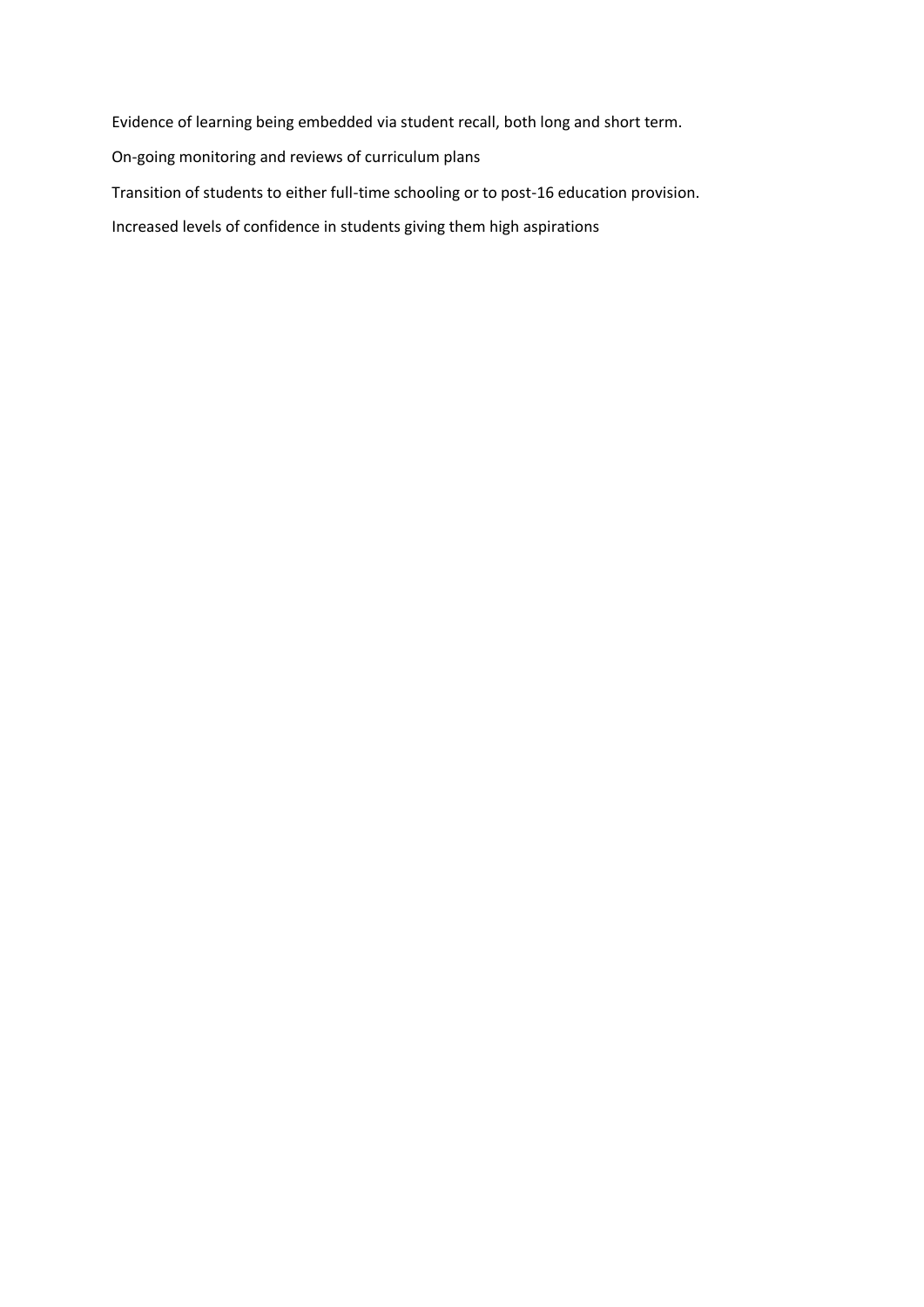Evidence of learning being embedded via student recall, both long and short term.

On-going monitoring and reviews of curriculum plans

Transition of students to either full-time schooling or to post-16 education provision.

Increased levels of confidence in students giving them high aspirations